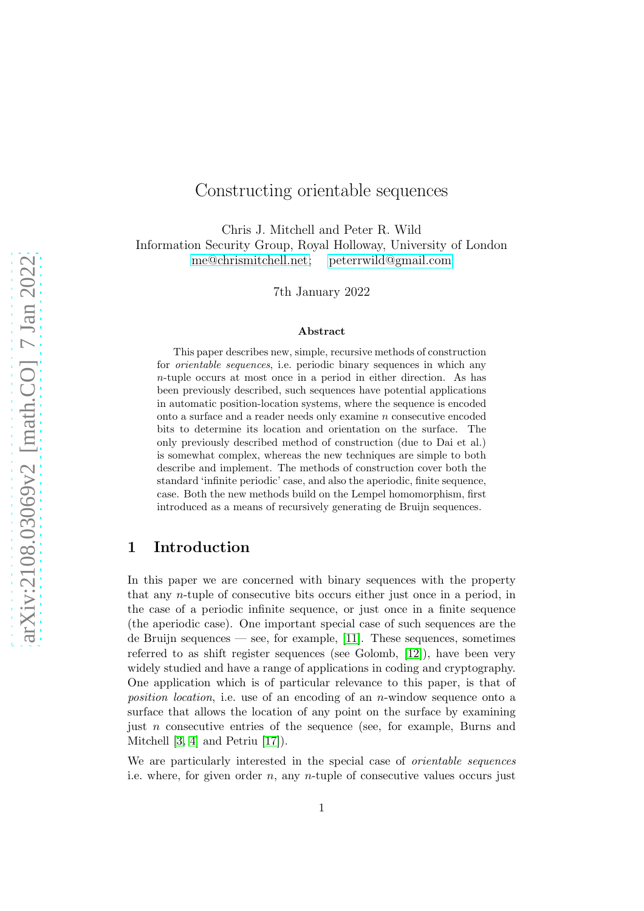# Constructing orientable sequences

Chris J. Mitchell and Peter R. Wild
Information Security Group, Royal Holloway, University of London
me@chrismitchell.net; peterrwild@gmail.com

7th January 2022

### Abstract

This paper describes new, simple, recursive methods of construction for *orientable sequences*, i.e. periodic binary sequences in which any $n$-tuple occurs at most once in a period in either direction. As has been previously described, such sequences have potential applications in automatic position-location systems, where the sequence is encoded onto a surface and a reader needs only examine $n$ consecutive encoded bits to determine its location and orientation on the surface. The only previously described method of construction (due to Dai et al.) is somewhat complex, whereas the new techniques are simple to both describe and implement. The methods of construction cover both the standard 'infinite periodic' case, and also the aperiodic, finite sequence, case. Both the new methods build on the Lempel homomorphism, first introduced as a means of recursively generating de Bruijn sequences.

## 1 Introduction

In this paper we are concerned with binary sequences with the property that any $n$-tuple of consecutive bits occurs either just once in a period, in the case of a periodic infinite sequence, or just once in a finite sequence (the aperiodic case). One important special case of such sequences are the de Bruijn sequences — see, for example, [11]. These sequences, sometimes referred to as shift register sequences (see Golomb, [12]), have been very widely studied and have a range of applications in coding and cryptography. One application which is of particular relevance to this paper, is that of *position location*, i.e. use of an encoding of an $n$-window sequence onto a surface that allows the location of any point on the surface by examining just $n$ consecutive entries of the sequence (see, for example, Burns and Mitchell [3, 4] and Petriu [17]).

We are particularly interested in the special case of *orientable sequences* i.e. where, for given order $n$, any $n$-tuple of consecutive values occurs just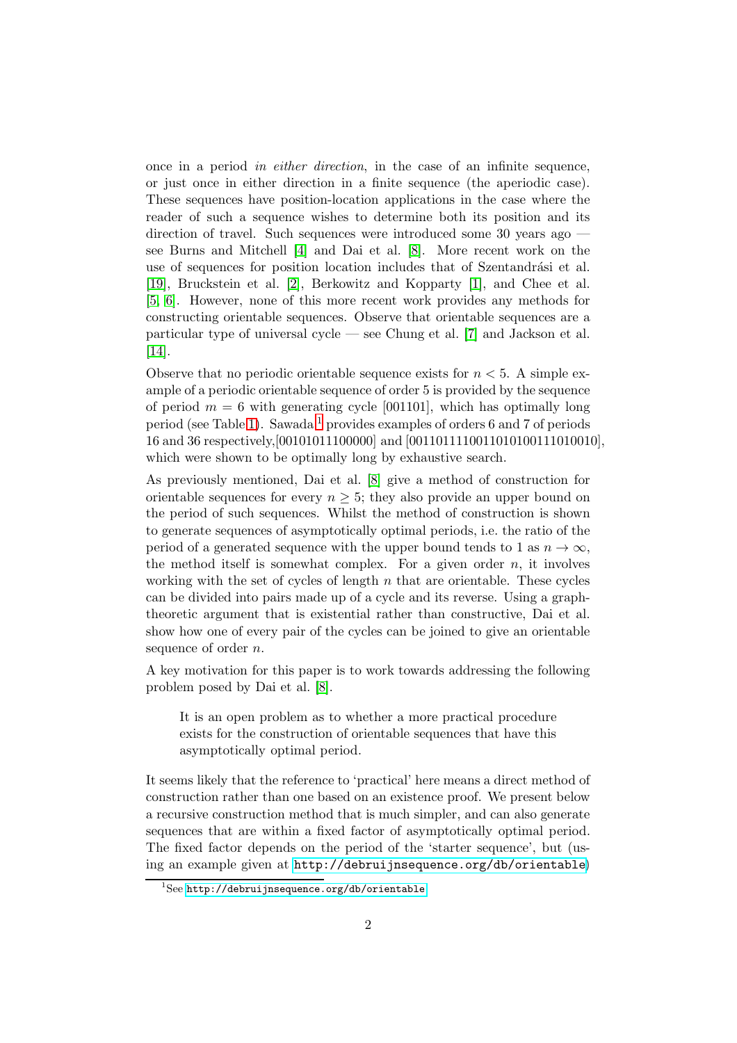once in a period *in either direction*, in the case of an infinite sequence, or just once in either direction in a finite sequence (the aperiodic case). These sequences have position-location applications in the case where the reader of such a sequence wishes to determine both its position and its direction of travel. Such sequences were introduced some 30 years ago — see Burns and Mitchell [4] and Dai et al. [8]. More recent work on the use of sequences for position location includes that of Szentandrási et al. [19], Bruckstein et al. [2], Berkowitz and Kopparty [1], and Chee et al. [5, 6]. However, none of this more recent work provides any methods for constructing orientable sequences. Observe that orientable sequences are a particular type of universal cycle — see Chung et al. [7] and Jackson et al. [14].

Observe that no periodic orientable sequence exists for $n < 5$. A simple example of a periodic orientable sequence of order 5 is provided by the sequence of period $m = 6$ with generating cycle [001101], which has optimally long period (see Table 1). Sawada[1] provides examples of orders 6 and 7 of periods 16 and 36 respectively,[0010101110000] and [001101111001101010100111010010], which were shown to be optimally long by exhaustive search.

As previously mentioned, Dai et al. [8] give a method of construction for orientable sequences for every $n \geq 5$; they also provide an upper bound on the period of such sequences. Whilst the method of construction is shown to generate sequences of asymptotically optimal periods, i.e. the ratio of the period of a generated sequence with the upper bound tends to 1 as $n \to \infty$, the method itself is somewhat complex. For a given order $n$, it involves working with the set of cycles of length $n$ that are orientable. These cycles can be divided into pairs made up of a cycle and its reverse. Using a graph-theoretic argument that is existential rather than constructive, Dai et al. show how one of every pair of the cycles can be joined to give an orientable sequence of order $n$.

A key motivation for this paper is to work towards addressing the following problem posed by Dai et al. [8].

> It is an open problem as to whether a more practical procedure exists for the construction of orientable sequences that have this asymptotically optimal period.

It seems likely that the reference to 'practical' here means a direct method of construction rather than one based on an existence proof. We present below a recursive construction method that is much simpler, and can also generate sequences that are within a fixed factor of asymptotically optimal period. The fixed factor depends on the period of the 'starter sequence', but (using an example given at http://debruijnsequence.org/db/orientable)

[1] See http://debruijnsequence.org/db/orientable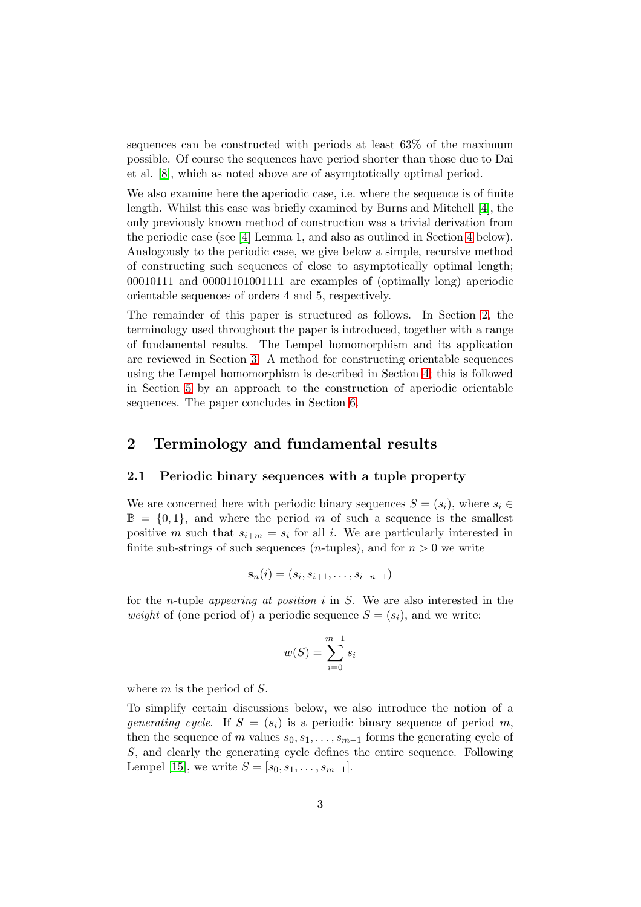sequences can be constructed with periods at least 63% of the maximum possible. Of course the sequences have period shorter than those due to Dai et al. [8], which as noted above are of asymptotically optimal period.

We also examine here the aperiodic case, i.e. where the sequence is of finite length. Whilst this case was briefly examined by Burns and Mitchell [4], the only previously known method of construction was a trivial derivation from the periodic case (see [4] Lemma 1, and also as outlined in Section 4 below). Analogously to the periodic case, we give below a simple, recursive method of constructing such sequences of close to asymptotically optimal length; 00010111 and 00001101001111 are examples of (optimally long) aperiodic orientable sequences of orders 4 and 5, respectively.

The remainder of this paper is structured as follows. In Section 2, the terminology used throughout the paper is introduced, together with a range of fundamental results. The Lempel homomorphism and its application are reviewed in Section 3. A method for constructing orientable sequences using the Lempel homomorphism is described in Section 4; this is followed in Section 5 by an approach to the construction of aperiodic orientable sequences. The paper concludes in Section 6.

## 2 Terminology and fundamental results

### 2.1 Periodic binary sequences with a tuple property

We are concerned here with periodic binary sequences $S = (s_i)$, where $s_i \in \mathbb{B} = \{0, 1\}$, and where the period $m$ of such a sequence is the smallest positive $m$ such that $s_{i+m} = s_i$ for all $i$. We are particularly interested in finite sub-strings of such sequences ($n$-tuples), and for $n > 0$ we write

$$\mathbf{s}_n(i) = (s_i, s_{i+1}, \ldots, s_{i+n-1})$$

for the $n$-tuple *appearing at position* $i$ in $S$. We are also interested in the *weight* of (one period of) a periodic sequence $S = (s_i)$, and we write:

$$w(S) = \sum_{i=0}^{m-1} s_i$$

where $m$ is the period of $S$.

To simplify certain discussions below, we also introduce the notion of a *generating cycle*. If $S = (s_i)$ is a periodic binary sequence of period $m$, then the sequence of $m$ values $s_0, s_1, \ldots, s_{m-1}$ forms the generating cycle of $S$, and clearly the generating cycle defines the entire sequence. Following Lempel [15], we write $S = [s_0, s_1, \ldots, s_{m-1}]$.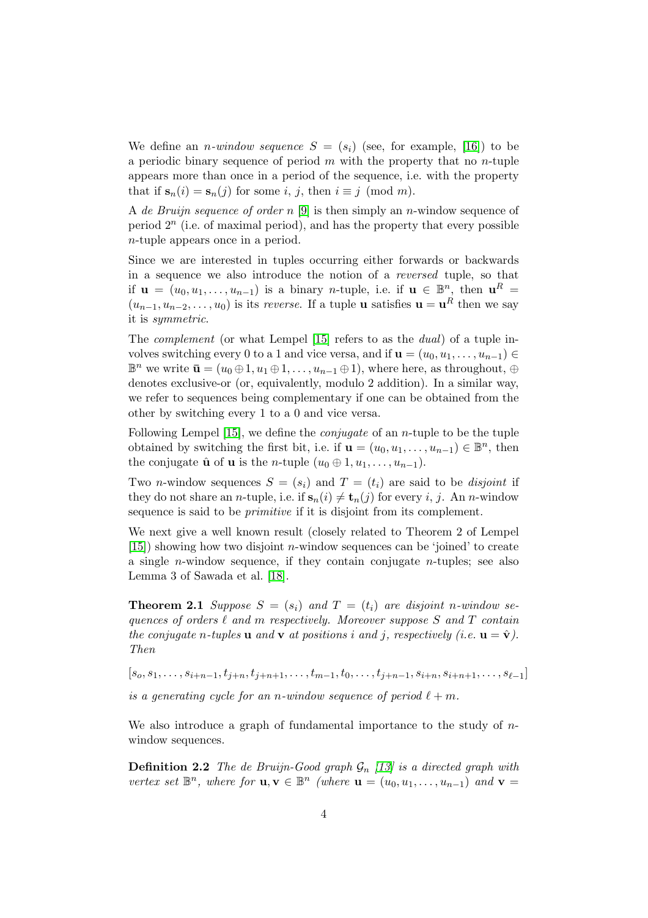We define an *n-window sequence* $S = (s_i)$ (see, for example, [16]) to be a periodic binary sequence of period $m$ with the property that no $n$-tuple appears more than once in a period of the sequence, i.e. with the property that if $\mathbf{s}_n(i) = \mathbf{s}_n(j)$ for some $i$, $j$, then $i \equiv j \pmod m$.

A *de Bruijn sequence of order n* [9] is then simply an $n$-window sequence of period $2^n$ (i.e. of maximal period), and has the property that every possible $n$-tuple appears once in a period.

Since we are interested in tuples occurring either forwards or backwards in a sequence we also introduce the notion of a *reversed* tuple, so that if $\mathbf{u} = (u_0, u_1, \ldots, u_{n-1})$ is a binary $n$-tuple, i.e. if $\mathbf{u} \in \mathbb{B}^n$, then $\mathbf{u}^R = (u_{n-1}, u_{n-2}, \ldots, u_0)$ is its *reverse*. If a tuple $\mathbf{u}$ satisfies $\mathbf{u} = \mathbf{u}^R$ then we say it is *symmetric*.

The *complement* (or what Lempel [15] refers to as the *dual*) of a tuple involves switching every 0 to a 1 and vice versa, and if $\mathbf{u} = (u_0, u_1, \ldots, u_{n-1}) \in \mathbb{B}^n$ we write $\bar{\mathbf{u}} = (u_0 \oplus 1, u_1 \oplus 1, \ldots, u_{n-1} \oplus 1)$, where here, as throughout, $\oplus$ denotes exclusive-or (or, equivalently, modulo 2 addition). In a similar way, we refer to sequences being complementary if one can be obtained from the other by switching every 1 to a 0 and vice versa.

Following Lempel [15], we define the *conjugate* of an $n$-tuple to be the tuple obtained by switching the first bit, i.e. if $\mathbf{u} = (u_0, u_1, \ldots, u_{n-1}) \in \mathbb{B}^n$, then the conjugate $\hat{\mathbf{u}}$ of $\mathbf{u}$ is the $n$-tuple $(u_0 \oplus 1, u_1, \ldots, u_{n-1})$.

Two $n$-window sequences $S = (s_i)$ and $T = (t_i)$ are said to be *disjoint* if they do not share an $n$-tuple, i.e. if $\mathbf{s}_n(i) \neq \mathbf{t}_n(j)$ for every $i$, $j$. An $n$-window sequence is said to be *primitive* if it is disjoint from its complement.

We next give a well known result (closely related to Theorem 2 of Lempel [15]) showing how two disjoint $n$-window sequences can be 'joined' to create a single $n$-window sequence, if they contain conjugate $n$-tuples; see also Lemma 3 of Sawada et al. [18].

**Theorem 2.1** *Suppose $S = (s_i)$ and $T = (t_i)$ are disjoint n-window sequences of orders $\ell$ and $m$ respectively. Moreover suppose $S$ and $T$ contain the conjugate n-tuples $\mathbf{u}$ and $\mathbf{v}$ at positions $i$ and $j$, respectively (i.e. $\mathbf{u} = \hat{\mathbf{v}}$). Then*

$$[s_o, s_1, \ldots, s_{i+n-1}, t_{j+n}, t_{j+n+1}, \ldots, t_{m-1}, t_0, \ldots, t_{j+n-1}, s_{i+n}, s_{i+n+1}, \ldots, s_{\ell-1}]$$

*is a generating cycle for an n-window sequence of period $\ell + m$.*

We also introduce a graph of fundamental importance to the study of $n$-window sequences.

**Definition 2.2** *The de Bruijn-Good graph $\mathcal{G}_n$ [13] is a directed graph with vertex set $\mathbb{B}^n$, where for $\mathbf{u}, \mathbf{v} \in \mathbb{B}^n$ (where $\mathbf{u} = (u_0, u_1, \ldots, u_{n-1})$ and $\mathbf{v} =$*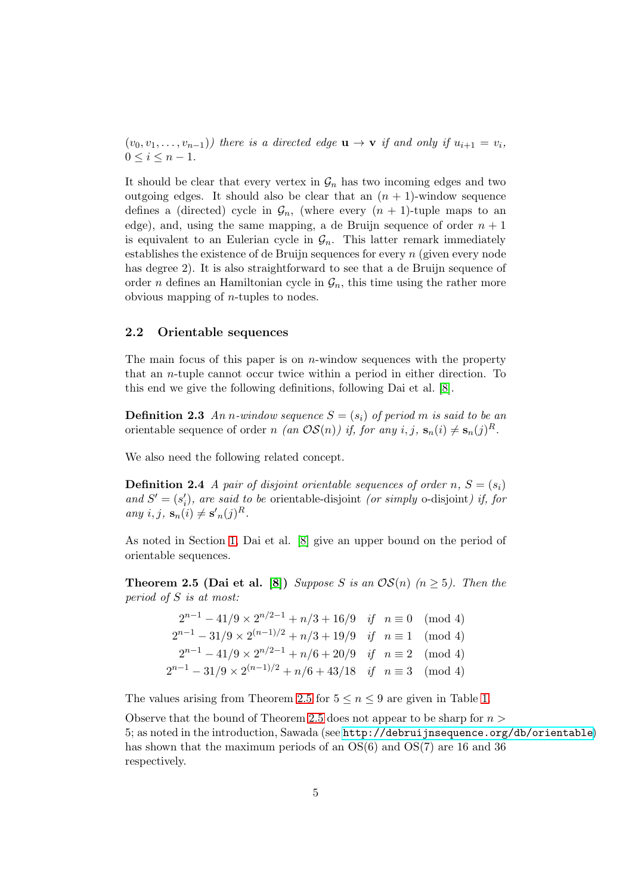$(v_0, v_1, \ldots, v_{n-1})$) *there is a directed edge* $\mathbf{u} \to \mathbf{v}$ *if and only if* $u_{i+1} = v_i$, $0 \leq i \leq n-1$.

It should be clear that every vertex in $\mathcal{G}_n$ has two incoming edges and two outgoing edges. It should also be clear that an $(n+1)$-window sequence defines a (directed) cycle in $\mathcal{G}_n$, (where every $(n+1)$-tuple maps to an edge), and, using the same mapping, a de Bruijn sequence of order $n+1$ is equivalent to an Eulerian cycle in $\mathcal{G}_n$. This latter remark immediately establishes the existence of de Bruijn sequences for every $n$ (given every node has degree 2). It is also straightforward to see that a de Bruijn sequence of order $n$ defines an Hamiltonian cycle in $\mathcal{G}_n$, this time using the rather more obvious mapping of $n$-tuples to nodes.

### 2.2 Orientable sequences

The main focus of this paper is on $n$-window sequences with the property that an $n$-tuple cannot occur twice within a period in either direction. To this end we give the following definitions, following Dai et al. [8].

**Definition 2.3** *An $n$-window sequence $S = (s_i)$ of period $m$ is said to be an* orientable sequence of order $n$ *(an $\mathcal{OS}(n)$) if, for any $i, j$, $\mathbf{s}_n(i) \neq \mathbf{s}_n(j)^R$.*

We also need the following related concept.

**Definition 2.4** *A pair of disjoint orientable sequences of order $n$, $S = (s_i)$ and $S' = (s'_i)$, are said to be* orientable-disjoint *(or simply* o-disjoint*) if, for any $i, j$, $\mathbf{s}_n(i) \neq \mathbf{s}'_n(j)^R$.*

As noted in Section 1, Dai et al. [8] give an upper bound on the period of orientable sequences.

**Theorem 2.5 (Dai et al. [8])** *Suppose $S$ is an $\mathcal{OS}(n)$ $(n \geq 5)$. Then the period of $S$ is at most:*

$$\begin{array}{ll}
2^{n-1} - 41/9 \times 2^{n/2-1} + n/3 + 16/9 & \text{if} \quad n \equiv 0 \pmod 4 \\
2^{n-1} - 31/9 \times 2^{(n-1)/2} + n/3 + 19/9 & \text{if} \quad n \equiv 1 \pmod 4 \\
2^{n-1} - 41/9 \times 2^{n/2-1} + n/6 + 20/9 & \text{if} \quad n \equiv 2 \pmod 4 \\
2^{n-1} - 31/9 \times 2^{(n-1)/2} + n/6 + 43/18 & \text{if} \quad n \equiv 3 \pmod 4
\end{array}$$

The values arising from Theorem 2.5 for $5 \leq n \leq 9$ are given in Table 1.

Observe that the bound of Theorem 2.5 does not appear to be sharp for $n > 5$; as noted in the introduction, Sawada (see http://debruijnsequence.org/db/orientable) has shown that the maximum periods of an OS(6) and OS(7) are 16 and 36 respectively.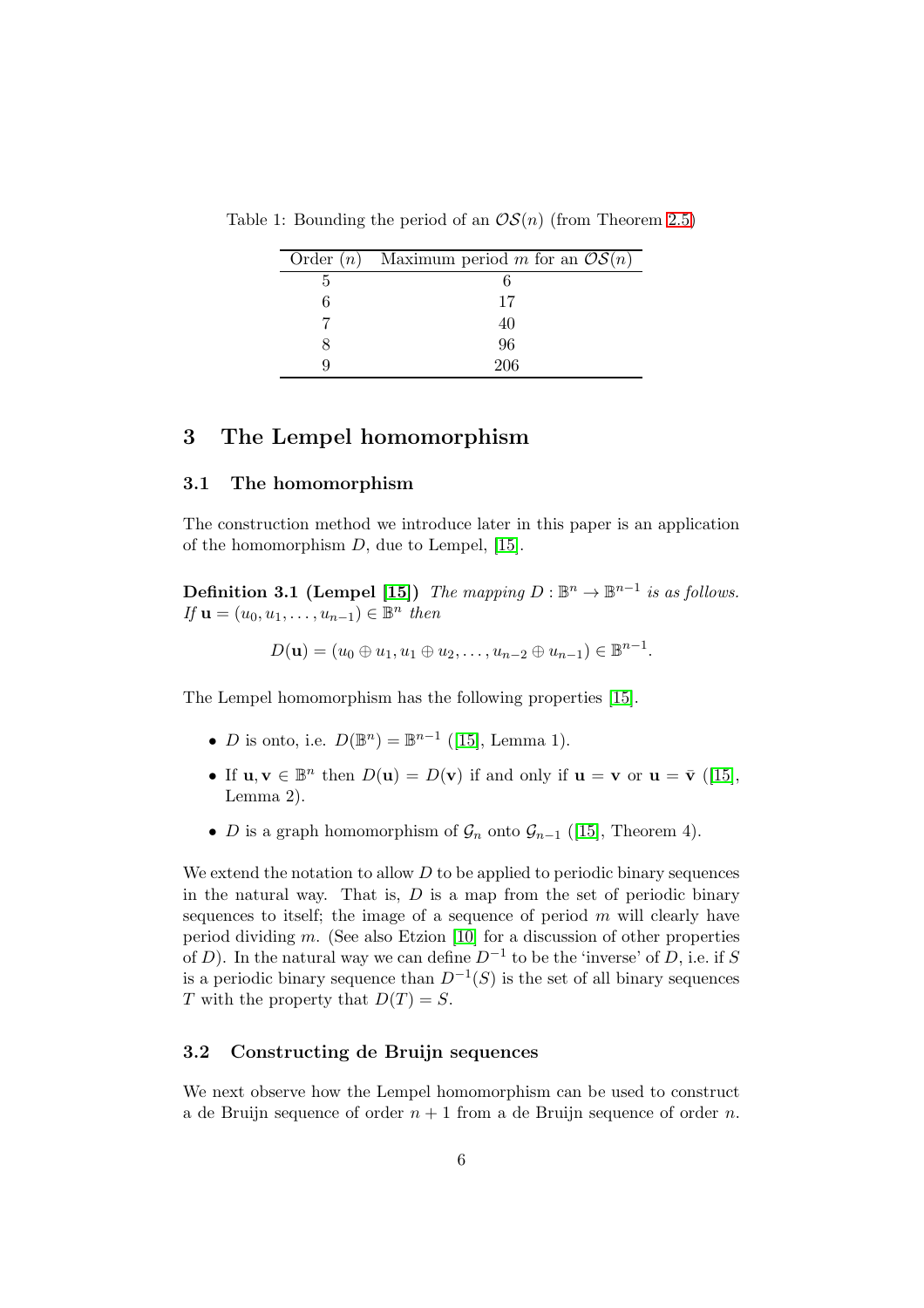Table 1: Bounding the period of an $\mathcal{OS}(n)$ (from Theorem 2.5)

| Order ($n$) | Maximum period $m$ for an $\mathcal{OS}(n)$ |
|---|---|
| 5 | 6 |
| 6 | 17 |
| 7 | 40 |
| 8 | 96 |
| 9 | 206 |

## 3 The Lempel homomorphism

### 3.1 The homomorphism

The construction method we introduce later in this paper is an application of the homomorphism $D$, due to Lempel, [15].

**Definition 3.1 (Lempel [15])** *The mapping $D : \mathbb{B}^n \to \mathbb{B}^{n-1}$ is as follows. If $\mathbf{u} = (u_0, u_1, \ldots, u_{n-1}) \in \mathbb{B}^n$ then*

$$D(\mathbf{u}) = (u_0 \oplus u_1, u_1 \oplus u_2, \ldots, u_{n-2} \oplus u_{n-1}) \in \mathbb{B}^{n-1}.$$

The Lempel homomorphism has the following properties [15].

- $D$ is onto, i.e. $D(\mathbb{B}^n) = \mathbb{B}^{n-1}$ ([15], Lemma 1).
- If $\mathbf{u}, \mathbf{v} \in \mathbb{B}^n$ then $D(\mathbf{u}) = D(\mathbf{v})$ if and only if $\mathbf{u} = \mathbf{v}$ or $\mathbf{u} = \bar{\mathbf{v}}$ ([15], Lemma 2).
- $D$ is a graph homomorphism of $\mathcal{G}_n$ onto $\mathcal{G}_{n-1}$ ([15], Theorem 4).

We extend the notation to allow $D$ to be applied to periodic binary sequences in the natural way. That is, $D$ is a map from the set of periodic binary sequences to itself; the image of a sequence of period $m$ will clearly have period dividing $m$. (See also Etzion [10] for a discussion of other properties of $D$). In the natural way we can define $D^{-1}$ to be the 'inverse' of $D$, i.e. if $S$ is a periodic binary sequence than $D^{-1}(S)$ is the set of all binary sequences $T$ with the property that $D(T) = S$.

### 3.2 Constructing de Bruijn sequences

We next observe how the Lempel homomorphism can be used to construct a de Bruijn sequence of order $n + 1$ from a de Bruijn sequence of order $n$.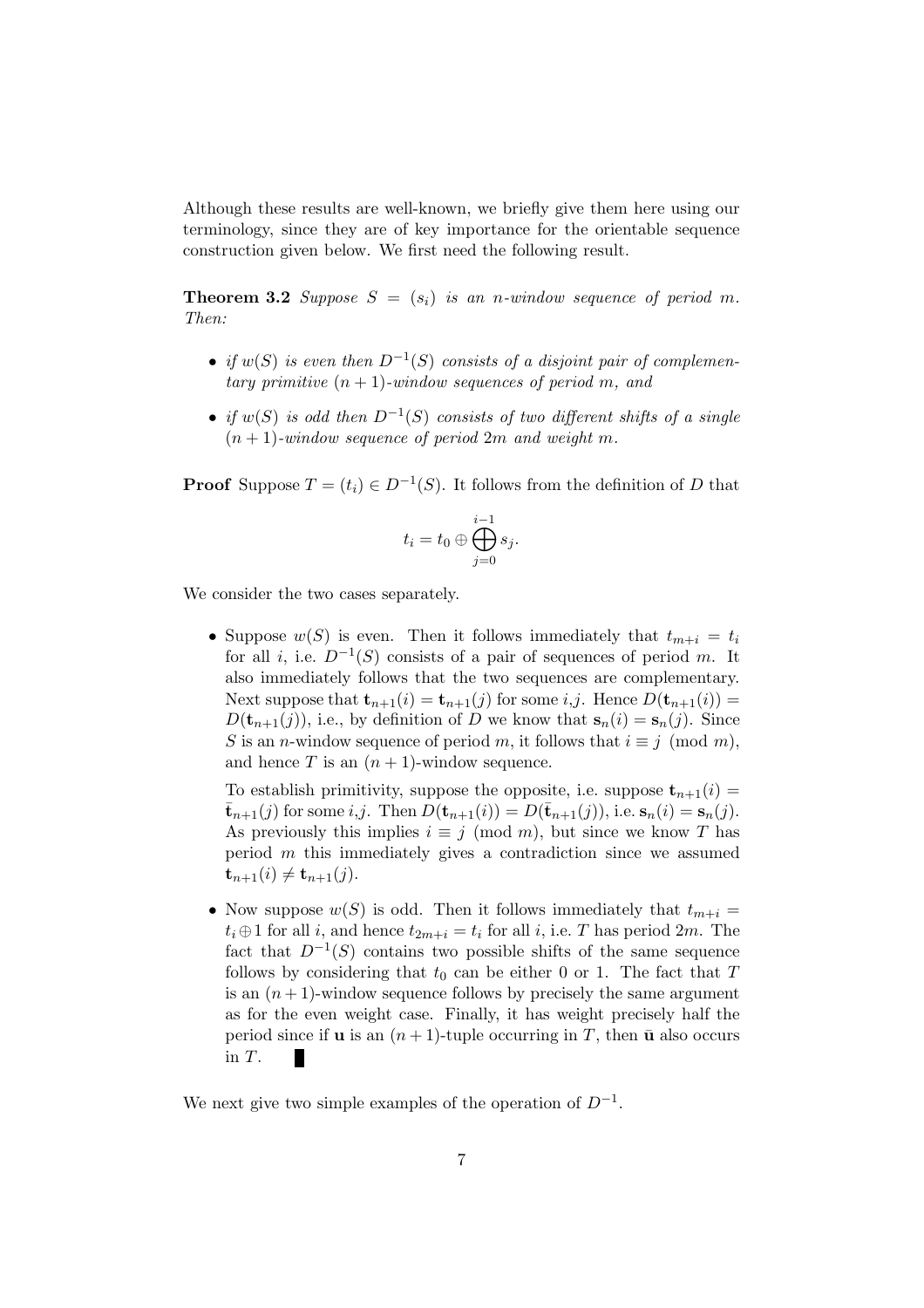Although these results are well-known, we briefly give them here using our terminology, since they are of key importance for the orientable sequence construction given below. We first need the following result.

**Theorem 3.2** *Suppose $S = (s_i)$ is an $n$-window sequence of period $m$. Then:*

- *if $w(S)$ is even then $D^{-1}(S)$ consists of a disjoint pair of complementary primitive $(n+1)$-window sequences of period $m$, and*
- *if $w(S)$ is odd then $D^{-1}(S)$ consists of two different shifts of a single $(n+1)$-window sequence of period $2m$ and weight $m$.*

**Proof** Suppose $T = (t_i) \in D^{-1}(S)$. It follows from the definition of $D$ that

$$t_i = t_0 \oplus \bigoplus_{j=0}^{i-1} s_j.$$

We consider the two cases separately.

- Suppose $w(S)$ is even. Then it follows immediately that $t_{m+i} = t_i$ for all $i$, i.e. $D^{-1}(S)$ consists of a pair of sequences of period $m$. It also immediately follows that the two sequences are complementary. Next suppose that $\mathbf{t}_{n+1}(i) = \mathbf{t}_{n+1}(j)$ for some $i$,$j$. Hence $D(\mathbf{t}_{n+1}(i)) = D(\mathbf{t}_{n+1}(j))$, i.e., by definition of $D$ we know that $\mathbf{s}_n(i) = \mathbf{s}_n(j)$. Since $S$ is an $n$-window sequence of period $m$, it follows that $i \equiv j \pmod{m}$, and hence $T$ is an $(n+1)$-window sequence.

  To establish primitivity, suppose the opposite, i.e. suppose $\mathbf{t}_{n+1}(i) = \bar{\mathbf{t}}_{n+1}(j)$ for some $i$,$j$. Then $D(\mathbf{t}_{n+1}(i)) = D(\bar{\mathbf{t}}_{n+1}(j))$, i.e. $\mathbf{s}_n(i) = \mathbf{s}_n(j)$. As previously this implies $i \equiv j \pmod{m}$, but since we know $T$ has period $m$ this immediately gives a contradiction since we assumed $\mathbf{t}_{n+1}(i) \neq \mathbf{t}_{n+1}(j)$.

- Now suppose $w(S)$ is odd. Then it follows immediately that $t_{m+i} = t_i \oplus 1$ for all $i$, and hence $t_{2m+i} = t_i$ for all $i$, i.e. $T$ has period $2m$. The fact that $D^{-1}(S)$ contains two possible shifts of the same sequence follows by considering that $t_0$ can be either 0 or 1. The fact that $T$ is an $(n+1)$-window sequence follows by precisely the same argument as for the even weight case. Finally, it has weight precisely half the period since if $\mathbf{u}$ is an $(n+1)$-tuple occurring in $T$, then $\bar{\mathbf{u}}$ also occurs in $T$. ∎

We next give two simple examples of the operation of $D^{-1}$.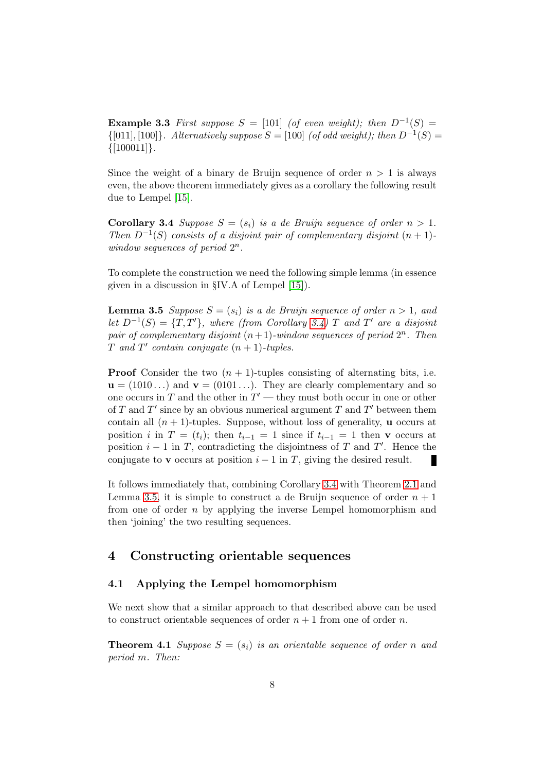**Example 3.3** *First suppose $S = [101]$ (of even weight); then $D^{-1}(S) = \{[011], [100]\}$. Alternatively suppose $S = [100]$ (of odd weight); then $D^{-1}(S) = \{[100011]\}$.*

Since the weight of a binary de Bruijn sequence of order $n > 1$ is always even, the above theorem immediately gives as a corollary the following result due to Lempel [15].

**Corollary 3.4** *Suppose $S = (s_i)$ is a de Bruijn sequence of order $n > 1$. Then $D^{-1}(S)$ consists of a disjoint pair of complementary disjoint $(n+1)$-window sequences of period $2^n$.*

To complete the construction we need the following simple lemma (in essence given in a discussion in §IV.A of Lempel [15]).

**Lemma 3.5** *Suppose $S = (s_i)$ is a de Bruijn sequence of order $n > 1$, and let $D^{-1}(S) = \{T, T'\}$, where (from Corollary 3.4) $T$ and $T'$ are a disjoint pair of complementary disjoint $(n+1)$-window sequences of period $2^n$. Then $T$ and $T'$ contain conjugate $(n+1)$-tuples.*

**Proof** Consider the two $(n+1)$-tuples consisting of alternating bits, i.e. $\mathbf{u} = (1010\ldots)$ and $\mathbf{v} = (0101\ldots)$. They are clearly complementary and so one occurs in $T$ and the other in $T'$ — they must both occur in one or other of $T$ and $T'$ since by an obvious numerical argument $T$ and $T'$ between them contain all $(n+1)$-tuples. Suppose, without loss of generality, $\mathbf{u}$ occurs at position $i$ in $T = (t_i)$; then $t_{i-1} = 1$ since if $t_{i-1} = 1$ then $\mathbf{v}$ occurs at position $i-1$ in $T$, contradicting the disjointness of $T$ and $T'$. Hence the conjugate to $\mathbf{v}$ occurs at position $i-1$ in $T$, giving the desired result. ∎

It follows immediately that, combining Corollary 3.4 with Theorem 2.1 and Lemma 3.5, it is simple to construct a de Bruijn sequence of order $n+1$ from one of order $n$ by applying the inverse Lempel homomorphism and then 'joining' the two resulting sequences.

## 4 Constructing orientable sequences

### 4.1 Applying the Lempel homomorphism

We next show that a similar approach to that described above can be used to construct orientable sequences of order $n+1$ from one of order $n$.

**Theorem 4.1** *Suppose $S = (s_i)$ is an orientable sequence of order $n$ and period $m$. Then:*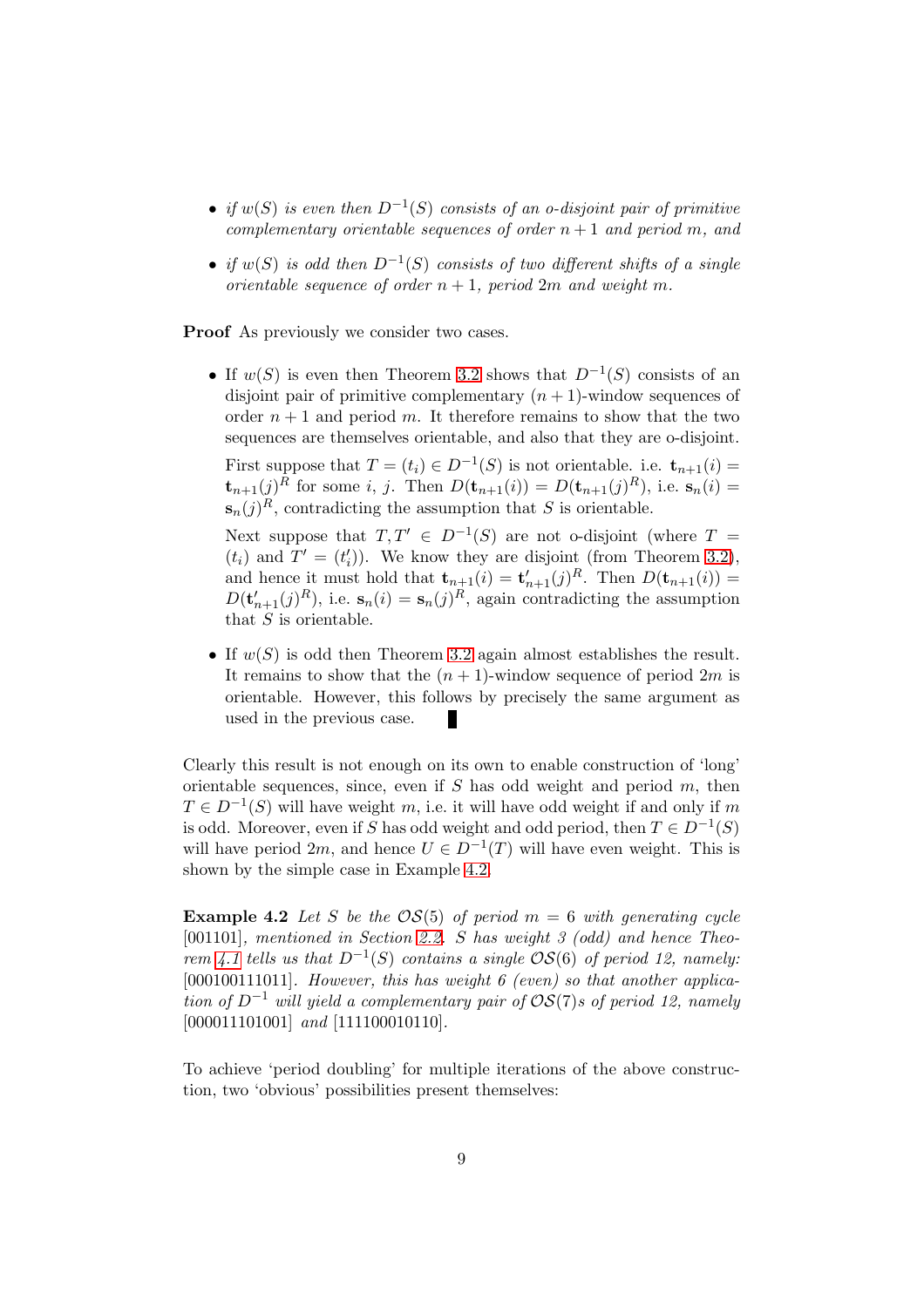- *if $w(S)$ is even then $D^{-1}(S)$ consists of an o-disjoint pair of primitive complementary orientable sequences of order $n+1$ and period $m$, and*
- *if $w(S)$ is odd then $D^{-1}(S)$ consists of two different shifts of a single orientable sequence of order $n+1$, period $2m$ and weight $m$.*

**Proof** As previously we consider two cases.

- If $w(S)$ is even then Theorem 3.2 shows that $D^{-1}(S)$ consists of an disjoint pair of primitive complementary $(n+1)$-window sequences of order $n+1$ and period $m$. It therefore remains to show that the two sequences are themselves orientable, and also that they are o-disjoint.

  First suppose that $T = (t_i) \in D^{-1}(S)$ is not orientable. i.e. $\mathbf{t}_{n+1}(i) = \mathbf{t}_{n+1}(j)^R$ for some $i$, $j$. Then $D(\mathbf{t}_{n+1}(i)) = D(\mathbf{t}_{n+1}(j)^R)$, i.e. $\mathbf{s}_n(i) = \mathbf{s}_n(j)^R$, contradicting the assumption that $S$ is orientable.

  Next suppose that $T, T' \in D^{-1}(S)$ are not o-disjoint (where $T = (t_i)$ and $T' = (t'_i)$). We know they are disjoint (from Theorem 3.2), and hence it must hold that $\mathbf{t}_{n+1}(i) = \mathbf{t}'_{n+1}(j)^R$. Then $D(\mathbf{t}_{n+1}(i)) = D(\mathbf{t}'_{n+1}(j)^R)$, i.e. $\mathbf{s}_n(i) = \mathbf{s}_n(j)^R$, again contradicting the assumption that $S$ is orientable.

- If $w(S)$ is odd then Theorem 3.2 again almost establishes the result. It remains to show that the $(n+1)$-window sequence of period $2m$ is orientable. However, this follows by precisely the same argument as used in the previous case. ∎

Clearly this result is not enough on its own to enable construction of 'long' orientable sequences, since, even if $S$ has odd weight and period $m$, then $T \in D^{-1}(S)$ will have weight $m$, i.e. it will have odd weight if and only if $m$ is odd. Moreover, even if $S$ has odd weight and odd period, then $T \in D^{-1}(S)$ will have period $2m$, and hence $U \in D^{-1}(T)$ will have even weight. This is shown by the simple case in Example 4.2.

**Example 4.2** *Let $S$ be the $\mathcal{OS}(5)$ of period $m = 6$ with generating cycle* [001101]*, mentioned in Section 2.2. $S$ has weight 3 (odd) and hence Theorem 4.1 tells us that $D^{-1}(S)$ contains a single $\mathcal{OS}(6)$ of period 12, namely:* [000100111011]*. However, this has weight 6 (even) so that another application of $D^{-1}$ will yield a complementary pair of $\mathcal{OS}(7)$s of period 12, namely* [000011101001] *and* [111100010110]*.*

To achieve 'period doubling' for multiple iterations of the above construction, two 'obvious' possibilities present themselves: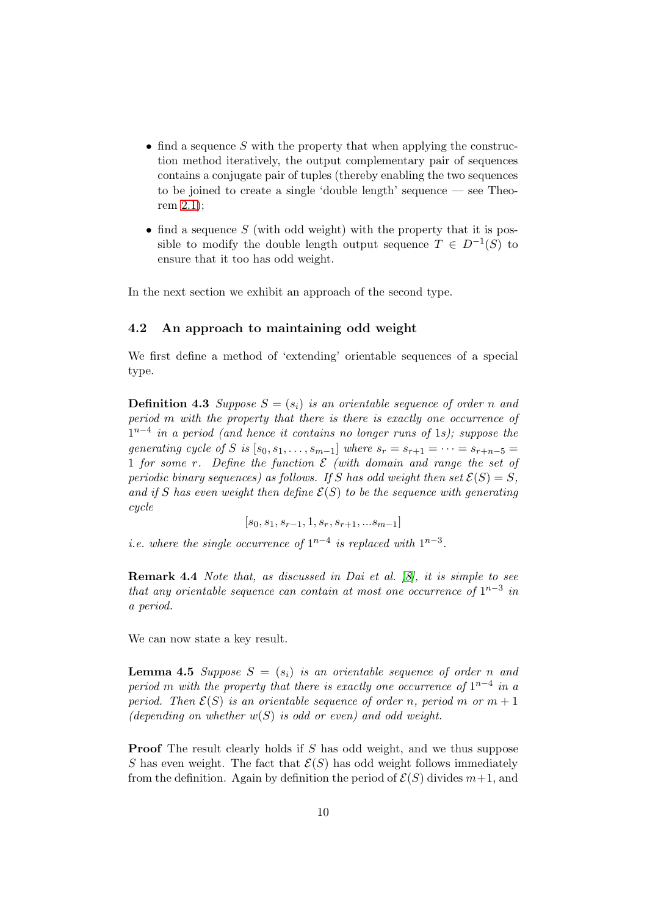- find a sequence $S$ with the property that when applying the construction method iteratively, the output complementary pair of sequences contains a conjugate pair of tuples (thereby enabling the two sequences to be joined to create a single 'double length' sequence — see Theorem 2.1);
- find a sequence $S$ (with odd weight) with the property that it is possible to modify the double length output sequence $T \in D^{-1}(S)$ to ensure that it too has odd weight.

In the next section we exhibit an approach of the second type.

## 4.2 An approach to maintaining odd weight

We first define a method of 'extending' orientable sequences of a special type.

**Definition 4.3** *Suppose $S = (s_i)$ is an orientable sequence of order $n$ and period $m$ with the property that there is there is exactly one occurrence of $1^{n-4}$ in a period (and hence it contains no longer runs of 1s); suppose the generating cycle of $S$ is $[s_0, s_1, \ldots, s_{m-1}]$ where $s_r = s_{r+1} = \cdots = s_{r+n-5} = 1$ for some $r$. Define the function $\mathcal{E}$ (with domain and range the set of periodic binary sequences) as follows. If $S$ has odd weight then set $\mathcal{E}(S) = S$, and if $S$ has even weight then define $\mathcal{E}(S)$ to be the sequence with generating cycle*

$$[s_0, s_1, s_{r-1}, 1, s_r, s_{r+1}, ...s_{m-1}]$$

*i.e. where the single occurrence of $1^{n-4}$ is replaced with $1^{n-3}$.*

**Remark 4.4** *Note that, as discussed in Dai et al. [8], it is simple to see that any orientable sequence can contain at most one occurrence of $1^{n-3}$ in a period.*

We can now state a key result.

**Lemma 4.5** *Suppose $S = (s_i)$ is an orientable sequence of order $n$ and period $m$ with the property that there is exactly one occurrence of $1^{n-4}$ in a period. Then $\mathcal{E}(S)$ is an orientable sequence of order $n$, period $m$ or $m + 1$ (depending on whether $w(S)$ is odd or even) and odd weight.*

**Proof** The result clearly holds if $S$ has odd weight, and we thus suppose $S$ has even weight. The fact that $\mathcal{E}(S)$ has odd weight follows immediately from the definition. Again by definition the period of $\mathcal{E}(S)$ divides $m+1$, and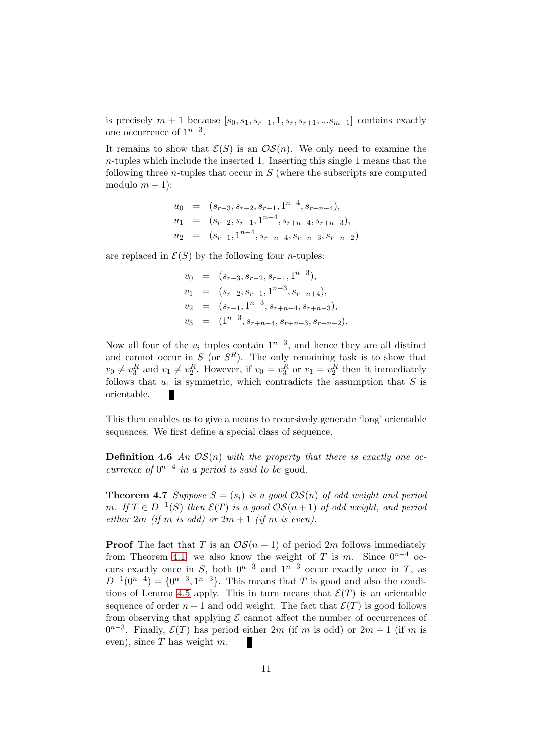is precisely $m + 1$ because $[s_0, s_1, s_{r-1}, 1, s_r, s_{r+1}, ... s_{m-1}]$ contains exactly one occurrence of $1^{n-3}$.

It remains to show that $\mathcal{E}(S)$ is an $\mathcal{OS}(n)$. We only need to examine the $n$-tuples which include the inserted 1. Inserting this single 1 means that the following three $n$-tuples that occur in $S$ (where the subscripts are computed modulo $m + 1$):

$$
\begin{aligned}
u_0 &= (s_{r-3}, s_{r-2}, s_{r-1}, 1^{n-4}, s_{r+n-4}), \\
u_1 &= (s_{r-2}, s_{r-1}, 1^{n-4}, s_{r+n-4}, s_{r+n-3}), \\
u_2 &= (s_{r-1}, 1^{n-4}, s_{r+n-4}, s_{r+n-3}, s_{r+n-2})
\end{aligned}
$$

are replaced in $\mathcal{E}(S)$ by the following four $n$-tuples:

$$
\begin{aligned}
v_0 &= (s_{r-3}, s_{r-2}, s_{r-1}, 1^{n-3}), \\
v_1 &= (s_{r-2}, s_{r-1}, 1^{n-3}, s_{r+n+4}), \\
v_2 &= (s_{r-1}, 1^{n-3}, s_{r+n-4}, s_{r+n-3}), \\
v_3 &= (1^{n-3}, s_{r+n-4}, s_{r+n-3}, s_{r+n-2}).
\end{aligned}
$$

Now all four of the $v_i$ tuples contain $1^{n-3}$, and hence they are all distinct and cannot occur in $S$ (or $S^R$). The only remaining task is to show that $v_0 \neq v_3^R$ and $v_1 \neq v_2^R$. However, if $v_0 = v_3^R$ or $v_1 = v_2^R$ then it immediately follows that $u_1$ is symmetric, which contradicts the assumption that $S$ is orientable. ∎

This then enables us to give a means to recursively generate 'long' orientable sequences. We first define a special class of sequence.

**Definition 4.6** *An $\mathcal{OS}(n)$ with the property that there is exactly one occurrence of $0^{n-4}$ in a period is said to be* good.

**Theorem 4.7** *Suppose $S = (s_i)$ is a good $\mathcal{OS}(n)$ of odd weight and period $m$. If $T \in D^{-1}(S)$ then $\mathcal{E}(T)$ is a good $\mathcal{OS}(n+1)$ of odd weight, and period either $2m$ (if $m$ is odd) or $2m + 1$ (if $m$ is even).*

**Proof** The fact that $T$ is an $\mathcal{OS}(n+1)$ of period $2m$ follows immediately from Theorem 4.1; we also know the weight of $T$ is $m$. Since $0^{n-4}$ occurs exactly once in $S$, both $0^{n-3}$ and $1^{n-3}$ occur exactly once in $T$, as $D^{-1}(0^{n-4}) = \{0^{n-3}, 1^{n-3}\}$. This means that $T$ is good and also the conditions of Lemma 4.5 apply. This in turn means that $\mathcal{E}(T)$ is an orientable sequence of order $n+1$ and odd weight. The fact that $\mathcal{E}(T)$ is good follows from observing that applying $\mathcal{E}$ cannot affect the number of occurrences of $0^{n-3}$. Finally, $\mathcal{E}(T)$ has period either $2m$ (if $m$ is odd) or $2m + 1$ (if $m$ is even), since $T$ has weight $m$. ∎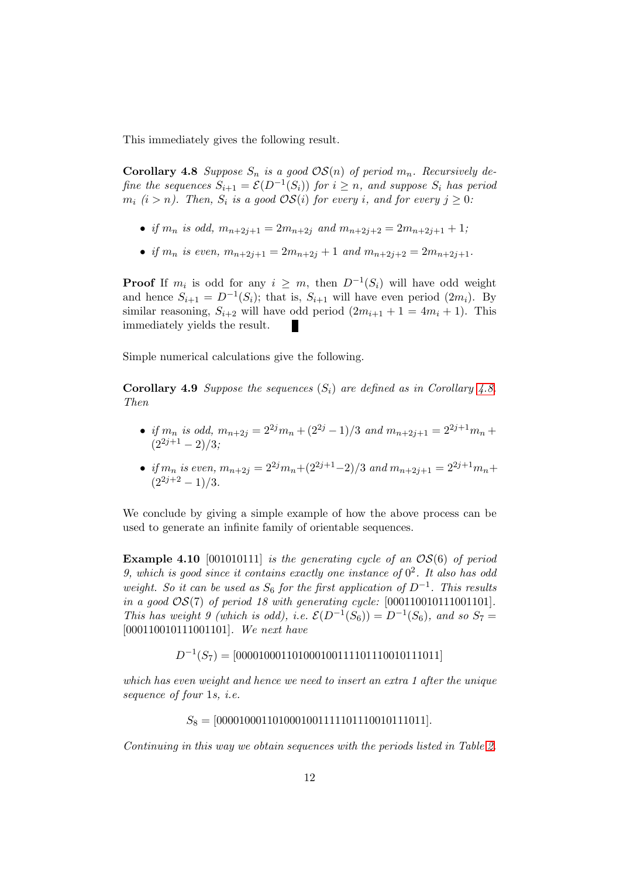This immediately gives the following result.

**Corollary 4.8** *Suppose $S_n$ is a good $\mathcal{OS}(n)$ of period $m_n$. Recursively define the sequences $S_{i+1} = \mathcal{E}(D^{-1}(S_i))$ for $i \geq n$, and suppose $S_i$ has period $m_i$ ($i > n$). Then, $S_i$ is a good $\mathcal{OS}(i)$ for every $i$, and for every $j \geq 0$:*

- *if $m_n$ is odd, $m_{n+2j+1} = 2m_{n+2j}$ and $m_{n+2j+2} = 2m_{n+2j+1} + 1$;*
- *if $m_n$ is even, $m_{n+2j+1} = 2m_{n+2j} + 1$ and $m_{n+2j+2} = 2m_{n+2j+1}$.*

**Proof** If $m_i$ is odd for any $i \geq m$, then $D^{-1}(S_i)$ will have odd weight and hence $S_{i+1} = D^{-1}(S_i)$; that is, $S_{i+1}$ will have even period ($2m_i$). By similar reasoning, $S_{i+2}$ will have odd period ($2m_{i+1} + 1 = 4m_i + 1$). This immediately yields the result. ∎

Simple numerical calculations give the following.

**Corollary 4.9** *Suppose the sequences $(S_i)$ are defined as in Corollary 4.8. Then*

- *if $m_n$ is odd, $m_{n+2j} = 2^{2j}m_n + (2^{2j} - 1)/3$ and $m_{n+2j+1} = 2^{2j+1}m_n + (2^{2j+1} - 2)/3$;*
- *if $m_n$ is even, $m_{n+2j} = 2^{2j}m_n + (2^{2j+1} - 2)/3$ and $m_{n+2j+1} = 2^{2j+1}m_n + (2^{2j+2} - 1)/3$.*

We conclude by giving a simple example of how the above process can be used to generate an infinite family of orientable sequences.

**Example 4.10** [001010111] *is the generating cycle of an $\mathcal{OS}(6)$ of period 9, which is good since it contains exactly one instance of $0^2$. It also has odd weight. So it can be used as $S_6$ for the first application of $D^{-1}$. This results in a good $\mathcal{OS}(7)$ of period 18 with generating cycle:* [000110010111001101]. *This has weight 9 (which is odd), i.e. $\mathcal{E}(D^{-1}(S_6)) = D^{-1}(S_6)$, and so $S_7 =$* [000110010111001101]. *We next have*

$$D^{-1}(S_7) = [000010001101000100111101110010111011]$$

*which has even weight and hence we need to insert an extra 1 after the unique sequence of four 1s, i.e.*

$$S_8 = [0000100011010001001111101110010111011].$$

*Continuing in this way we obtain sequences with the periods listed in Table 2.*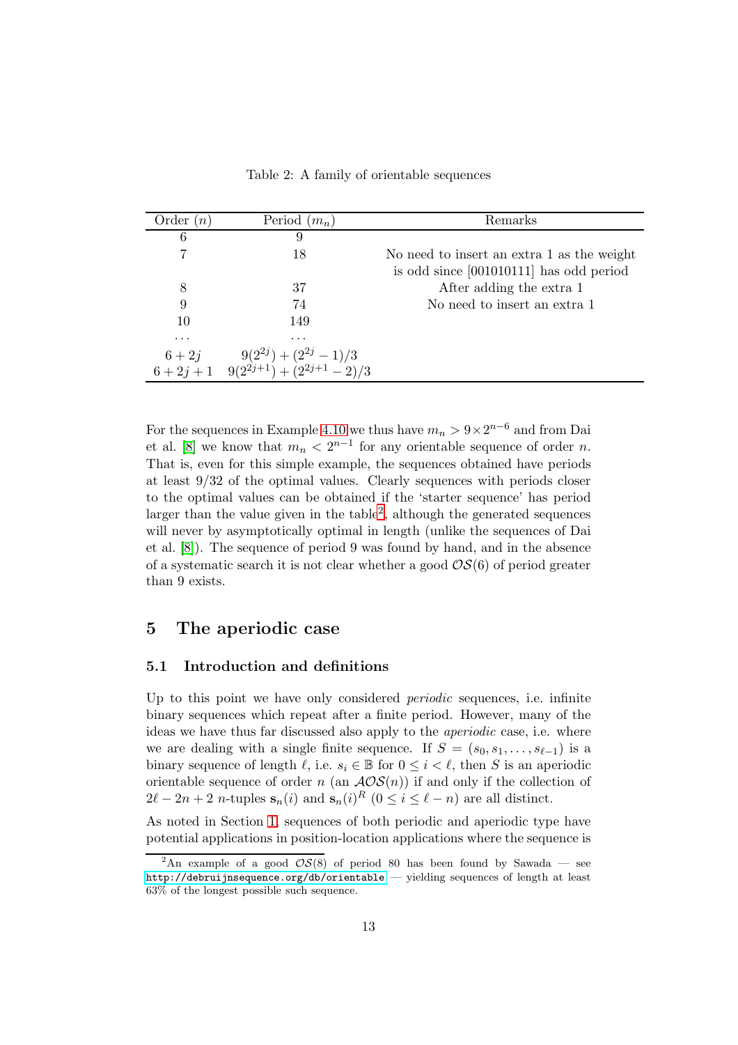Table 2: A family of orientable sequences

| Order ($n$) | Period ($m_n$) | Remarks |
|---|---|---|
| 6 | 9 | |
| 7 | 18 | No need to insert an extra 1 as the weight is odd since [001010111] has odd period |
| 8 | 37 | After adding the extra 1 |
| 9 | 74 | No need to insert an extra 1 |
| 10 | 149 | |
| ... | ... | |
| $6+2j$ | $9(2^{2j})+(2^{2j}-1)/3$ | |
| $6+2j+1$ | $9(2^{2j+1})+(2^{2j+1}-2)/3$ | |

For the sequences in Example 4.10 we thus have $m_n > 9\times 2^{n-6}$ and from Dai et al. [8] we know that $m_n < 2^{n-1}$ for any orientable sequence of order $n$. That is, even for this simple example, the sequences obtained have periods at least 9/32 of the optimal values. Clearly sequences with periods closer to the optimal values can be obtained if the 'starter sequence' has period larger than the value given in the table[2], although the generated sequences will never by asymptotically optimal in length (unlike the sequences of Dai et al. [8]). The sequence of period 9 was found by hand, and in the absence of a systematic search it is not clear whether a good $\mathcal{OS}(6)$ of period greater than 9 exists.

## 5 The aperiodic case

### 5.1 Introduction and definitions

Up to this point we have only considered *periodic* sequences, i.e. infinite binary sequences which repeat after a finite period. However, many of the ideas we have thus far discussed also apply to the *aperiodic* case, i.e. where we are dealing with a single finite sequence. If $S=(s_0,s_1,\ldots,s_{\ell-1})$ is a binary sequence of length $\ell$, i.e. $s_i\in\mathbb{B}$ for $0\leq i<\ell$, then $S$ is an aperiodic orientable sequence of order $n$ (an $\mathcal{AOS}(n)$) if and only if the collection of $2\ell-2n+2$ $n$-tuples $\mathbf{s}_n(i)$ and $\mathbf{s}_n(i)^R$ ($0\leq i\leq \ell-n$) are all distinct.

As noted in Section 1, sequences of both periodic and aperiodic type have potential applications in position-location applications where the sequence is

[2] An example of a good $\mathcal{OS}(8)$ of period 80 has been found by Sawada — see http://debruijnsequence.org/db/orientable — yielding sequences of length at least 63% of the longest possible such sequence.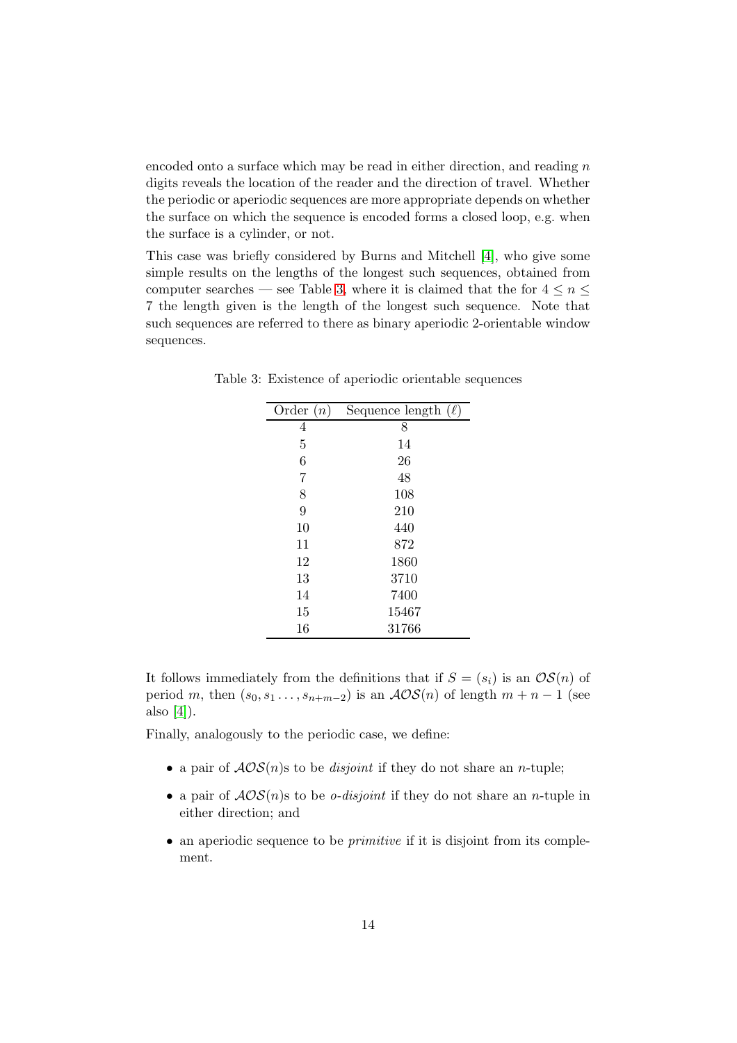encoded onto a surface which may be read in either direction, and reading $n$ digits reveals the location of the reader and the direction of travel. Whether the periodic or aperiodic sequences are more appropriate depends on whether the surface on which the sequence is encoded forms a closed loop, e.g. when the surface is a cylinder, or not.

This case was briefly considered by Burns and Mitchell [4], who give some simple results on the lengths of the longest such sequences, obtained from computer searches — see Table 3, where it is claimed that the for $4 \leq n \leq 7$ the length given is the length of the longest such sequence. Note that such sequences are referred to there as binary aperiodic 2-orientable window sequences.

Table 3: Existence of aperiodic orientable sequences

| Order ($n$) | Sequence length ($\ell$) |
|---|---|
| 4 | 8 |
| 5 | 14 |
| 6 | 26 |
| 7 | 48 |
| 8 | 108 |
| 9 | 210 |
| 10 | 440 |
| 11 | 872 |
| 12 | 1860 |
| 13 | 3710 |
| 14 | 7400 |
| 15 | 15467 |
| 16 | 31766 |

It follows immediately from the definitions that if $S = (s_i)$ is an $\mathcal{OS}(n)$ of period $m$, then $(s_0, s_1 \ldots, s_{n+m-2})$ is an $\mathcal{AOS}(n)$ of length $m + n - 1$ (see also [4]).

Finally, analogously to the periodic case, we define:

- a pair of $\mathcal{AOS}(n)$s to be *disjoint* if they do not share an $n$-tuple;
- a pair of $\mathcal{AOS}(n)$s to be *o-disjoint* if they do not share an $n$-tuple in either direction; and
- an aperiodic sequence to be *primitive* if it is disjoint from its complement.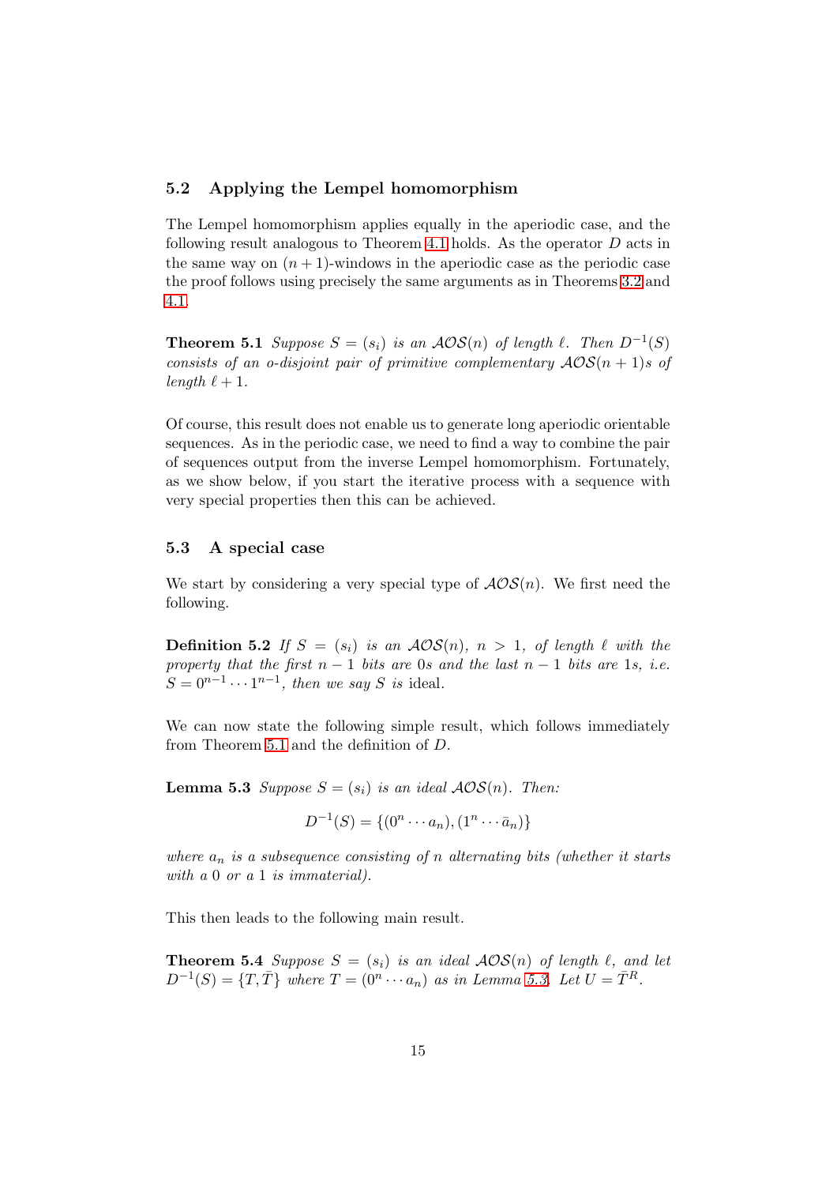### 5.2 Applying the Lempel homomorphism

The Lempel homomorphism applies equally in the aperiodic case, and the following result analogous to Theorem 4.1 holds. As the operator $D$ acts in the same way on $(n+1)$-windows in the aperiodic case as the periodic case the proof follows using precisely the same arguments as in Theorems 3.2 and 4.1.

**Theorem 5.1** *Suppose $S = (s_i)$ is an $\mathcal{AOS}(n)$ of length $\ell$. Then $D^{-1}(S)$ consists of an o-disjoint pair of primitive complementary $\mathcal{AOS}(n+1)$s of length $\ell + 1$.*

Of course, this result does not enable us to generate long aperiodic orientable sequences. As in the periodic case, we need to find a way to combine the pair of sequences output from the inverse Lempel homomorphism. Fortunately, as we show below, if you start the iterative process with a sequence with very special properties then this can be achieved.

### 5.3 A special case

We start by considering a very special type of $\mathcal{AOS}(n)$. We first need the following.

**Definition 5.2** *If $S = (s_i)$ is an $\mathcal{AOS}(n)$, $n > 1$, of length $\ell$ with the property that the first $n-1$ bits are 0s and the last $n-1$ bits are 1s, i.e. $S = 0^{n-1} \cdots 1^{n-1}$, then we say $S$ is* ideal*.*

We can now state the following simple result, which follows immediately from Theorem 5.1 and the definition of $D$.

**Lemma 5.3** *Suppose $S = (s_i)$ is an ideal $\mathcal{AOS}(n)$. Then:*

$$D^{-1}(S) = \{(0^n \cdots a_n), (1^n \cdots \bar{a}_n)\}$$

*where $a_n$ is a subsequence consisting of $n$ alternating bits (whether it starts with a 0 or a 1 is immaterial).*

This then leads to the following main result.

**Theorem 5.4** *Suppose $S = (s_i)$ is an ideal $\mathcal{AOS}(n)$ of length $\ell$, and let $D^{-1}(S) = \{T, \bar{T}\}$ where $T = (0^n \cdots a_n)$ as in Lemma 5.3. Let $U = \bar{T}^R$.*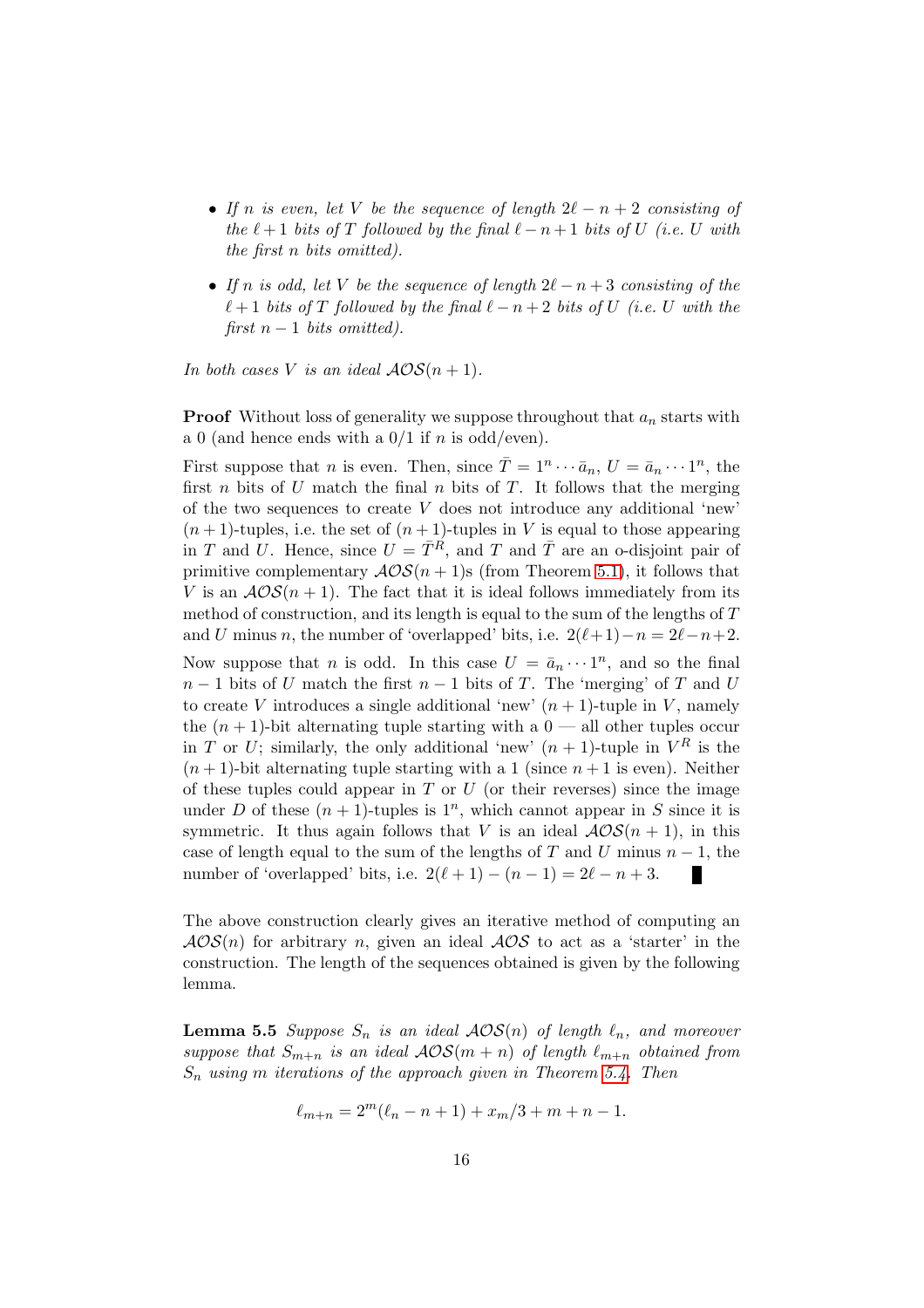- *If $n$ is even, let $V$ be the sequence of length $2\ell - n + 2$ consisting of the $\ell + 1$ bits of $T$ followed by the final $\ell - n + 1$ bits of $U$ (i.e. $U$ with the first $n$ bits omitted).*
- *If $n$ is odd, let $V$ be the sequence of length $2\ell - n + 3$ consisting of the $\ell + 1$ bits of $T$ followed by the final $\ell - n + 2$ bits of $U$ (i.e. $U$ with the first $n - 1$ bits omitted).*

*In both cases $V$ is an ideal $\mathcal{AOS}(n+1)$.*

**Proof** Without loss of generality we suppose throughout that $a_n$ starts with a 0 (and hence ends with a 0/1 if $n$ is odd/even).

First suppose that $n$ is even. Then, since $\bar{T} = 1^n \cdots \bar{a}_n$, $U = \bar{a}_n \cdots 1^n$, the first $n$ bits of $U$ match the final $n$ bits of $T$. It follows that the merging of the two sequences to create $V$ does not introduce any additional 'new' $(n+1)$-tuples, i.e. the set of $(n+1)$-tuples in $V$ is equal to those appearing in $T$ and $U$. Hence, since $U = \bar{T}^R$, and $T$ and $\bar{T}$ are an o-disjoint pair of primitive complementary $\mathcal{AOS}(n+1)$s (from Theorem 5.1), it follows that $V$ is an $\mathcal{AOS}(n+1)$. The fact that it is ideal follows immediately from its method of construction, and its length is equal to the sum of the lengths of $T$ and $U$ minus $n$, the number of 'overlapped' bits, i.e. $2(\ell+1) - n = 2\ell - n + 2$.

Now suppose that $n$ is odd. In this case $U = \bar{a}_n \cdots 1^n$, and so the final $n-1$ bits of $U$ match the first $n-1$ bits of $T$. The 'merging' of $T$ and $U$ to create $V$ introduces a single additional 'new' $(n+1)$-tuple in $V$, namely the $(n+1)$-bit alternating tuple starting with a 0 — all other tuples occur in $T$ or $U$; similarly, the only additional 'new' $(n+1)$-tuple in $V^R$ is the $(n+1)$-bit alternating tuple starting with a 1 (since $n+1$ is even). Neither of these tuples could appear in $T$ or $U$ (or their reverses) since the image under $D$ of these $(n+1)$-tuples is $1^n$, which cannot appear in $S$ since it is symmetric. It thus again follows that $V$ is an ideal $\mathcal{AOS}(n+1)$, in this case of length equal to the sum of the lengths of $T$ and $U$ minus $n-1$, the number of 'overlapped' bits, i.e. $2(\ell+1) - (n-1) = 2\ell - n + 3$. ∎

The above construction clearly gives an iterative method of computing an $\mathcal{AOS}(n)$ for arbitrary $n$, given an ideal $\mathcal{AOS}$ to act as a 'starter' in the construction. The length of the sequences obtained is given by the following lemma.

**Lemma 5.5** *Suppose $S_n$ is an ideal $\mathcal{AOS}(n)$ of length $\ell_n$, and moreover suppose that $S_{m+n}$ is an ideal $\mathcal{AOS}(m+n)$ of length $\ell_{m+n}$ obtained from $S_n$ using $m$ iterations of the approach given in Theorem 5.4. Then*

$$\ell_{m+n} = 2^m(\ell_n - n + 1) + x_m/3 + m + n - 1.$$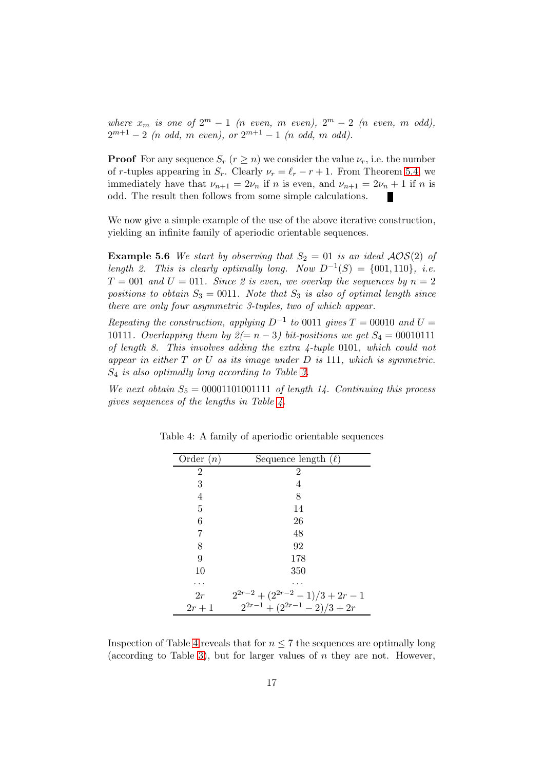*where $x_m$ is one of $2^m - 1$ ($n$ even, $m$ even), $2^m - 2$ ($n$ even, $m$ odd), $2^{m+1} - 2$ ($n$ odd, $m$ even), or $2^{m+1} - 1$ ($n$ odd, $m$ odd).*

**Proof** For any sequence $S_r$ ($r \geq n$) we consider the value $\nu_r$, i.e. the number of $r$-tuples appearing in $S_r$. Clearly $\nu_r = \ell_r - r + 1$. From Theorem 5.4, we immediately have that $\nu_{n+1} = 2\nu_n$ if $n$ is even, and $\nu_{n+1} = 2\nu_n + 1$ if $n$ is odd. The result then follows from some simple calculations. ∎

We now give a simple example of the use of the above iterative construction, yielding an infinite family of aperiodic orientable sequences.

**Example 5.6** *We start by observing that $S_2 = 01$ is an ideal $\mathcal{AOS}(2)$ of length 2. This is clearly optimally long. Now $D^{-1}(S) = \{001, 110\}$, i.e. $T = 001$ and $U = 011$. Since 2 is even, we overlap the sequences by $n = 2$ positions to obtain $S_3 = 0011$. Note that $S_3$ is also of optimal length since there are only four asymmetric 3-tuples, two of which appear.*

*Repeating the construction, applying $D^{-1}$ to 0011 gives $T = 00010$ and $U = 10111$. Overlapping them by $2(= n - 3)$ bit-positions we get $S_4 = 00010111$ of length 8. This involves adding the extra 4-tuple 0101, which could not appear in either $T$ or $U$ as its image under $D$ is 111, which is symmetric. $S_4$ is also optimally long according to Table 3.*

*We next obtain $S_5 = 00001101001111$ of length 14. Continuing this process gives sequences of the lengths in Table 4.*

Table 4: A family of aperiodic orientable sequences

| Order ($n$) | Sequence length ($\ell$) |
|---|---|
| 2 | 2 |
| 3 | 4 |
| 4 | 8 |
| 5 | 14 |
| 6 | 26 |
| 7 | 48 |
| 8 | 92 |
| 9 | 178 |
| 10 | 350 |
| ... | ... |
| $2r$ | $2^{2r-2} + (2^{2r-2} - 1)/3 + 2r - 1$ |
| $2r + 1$ | $2^{2r-1} + (2^{2r-1} - 2)/3 + 2r$ |

Inspection of Table 4 reveals that for $n \leq 7$ the sequences are optimally long (according to Table 3), but for larger values of $n$ they are not. However,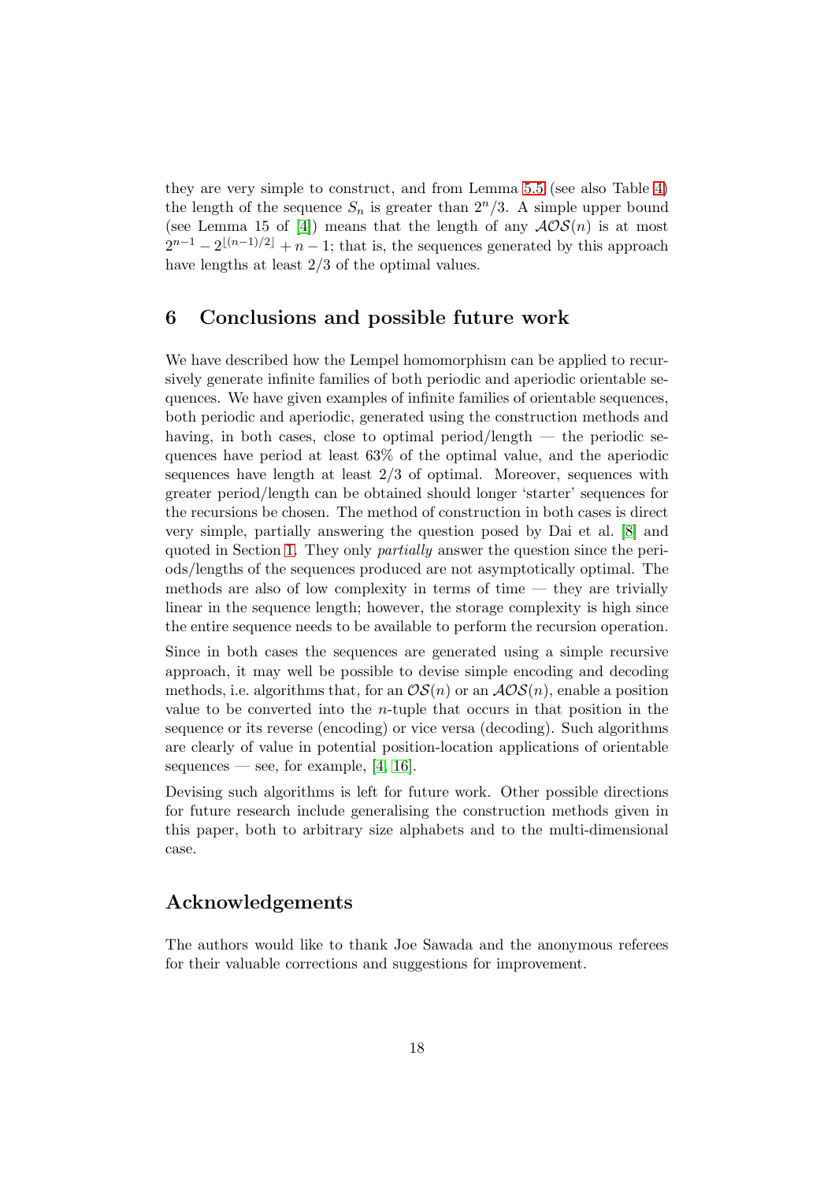they are very simple to construct, and from Lemma 5.5 (see also Table 4) the length of the sequence $S_n$ is greater than $2^n/3$. A simple upper bound (see Lemma 15 of [4]) means that the length of any $\mathcal{AOS}(n)$ is at most $2^{n-1} - 2^{\lfloor (n-1)/2 \rfloor} + n - 1$; that is, the sequences generated by this approach have lengths at least 2/3 of the optimal values.

## 6 Conclusions and possible future work

We have described how the Lempel homomorphism can be applied to recursively generate infinite families of both periodic and aperiodic orientable sequences. We have given examples of infinite families of orientable sequences, both periodic and aperiodic, generated using the construction methods and having, in both cases, close to optimal period/length — the periodic sequences have period at least 63% of the optimal value, and the aperiodic sequences have length at least 2/3 of optimal. Moreover, sequences with greater period/length can be obtained should longer 'starter' sequences for the recursions be chosen. The method of construction in both cases is direct very simple, partially answering the question posed by Dai et al. [8] and quoted in Section 1. They only *partially* answer the question since the periods/lengths of the sequences produced are not asymptotically optimal. The methods are also of low complexity in terms of time — they are trivially linear in the sequence length; however, the storage complexity is high since the entire sequence needs to be available to perform the recursion operation.

Since in both cases the sequences are generated using a simple recursive approach, it may well be possible to devise simple encoding and decoding methods, i.e. algorithms that, for an $\mathcal{OS}(n)$ or an $\mathcal{AOS}(n)$, enable a position value to be converted into the $n$-tuple that occurs in that position in the sequence or its reverse (encoding) or vice versa (decoding). Such algorithms are clearly of value in potential position-location applications of orientable sequences — see, for example, [4, 16].

Devising such algorithms is left for future work. Other possible directions for future research include generalising the construction methods given in this paper, both to arbitrary size alphabets and to the multi-dimensional case.

## Acknowledgements

The authors would like to thank Joe Sawada and the anonymous referees for their valuable corrections and suggestions for improvement.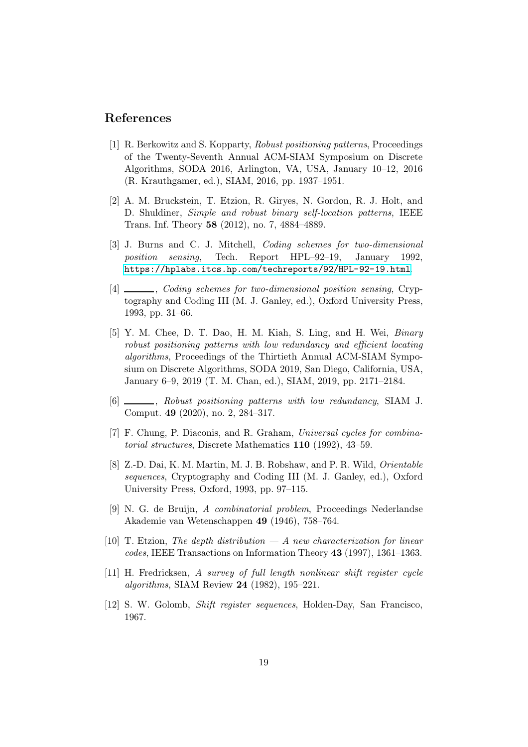## References

[1] R. Berkowitz and S. Kopparty, *Robust positioning patterns*, Proceedings of the Twenty-Seventh Annual ACM-SIAM Symposium on Discrete Algorithms, SODA 2016, Arlington, VA, USA, January 10–12, 2016 (R. Krauthgamer, ed.), SIAM, 2016, pp. 1937–1951.

[2] A. M. Bruckstein, T. Etzion, R. Giryes, N. Gordon, R. J. Holt, and D. Shuldiner, *Simple and robust binary self-location patterns*, IEEE Trans. Inf. Theory **58** (2012), no. 7, 4884–4889.

[3] J. Burns and C. J. Mitchell, *Coding schemes for two-dimensional position sensing*, Tech. Report HPL–92–19, January 1992, https://hplabs.itcs.hp.com/techreports/92/HPL-92-19.html.

[4] ______, *Coding schemes for two-dimensional position sensing*, Cryptography and Coding III (M. J. Ganley, ed.), Oxford University Press, 1993, pp. 31–66.

[5] Y. M. Chee, D. T. Dao, H. M. Kiah, S. Ling, and H. Wei, *Binary robust positioning patterns with low redundancy and efficient locating algorithms*, Proceedings of the Thirtieth Annual ACM-SIAM Symposium on Discrete Algorithms, SODA 2019, San Diego, California, USA, January 6–9, 2019 (T. M. Chan, ed.), SIAM, 2019, pp. 2171–2184.

[6] ______, *Robust positioning patterns with low redundancy*, SIAM J. Comput. **49** (2020), no. 2, 284–317.

[7] F. Chung, P. Diaconis, and R. Graham, *Universal cycles for combinatorial structures*, Discrete Mathematics **110** (1992), 43–59.

[8] Z.-D. Dai, K. M. Martin, M. J. B. Robshaw, and P. R. Wild, *Orientable sequences*, Cryptography and Coding III (M. J. Ganley, ed.), Oxford University Press, Oxford, 1993, pp. 97–115.

[9] N. G. de Bruijn, *A combinatorial problem*, Proceedings Nederlandse Akademie van Wetenschappen **49** (1946), 758–764.

[10] T. Etzion, *The depth distribution — A new characterization for linear codes*, IEEE Transactions on Information Theory **43** (1997), 1361–1363.

[11] H. Fredricksen, *A survey of full length nonlinear shift register cycle algorithms*, SIAM Review **24** (1982), 195–221.

[12] S. W. Golomb, *Shift register sequences*, Holden-Day, San Francisco, 1967.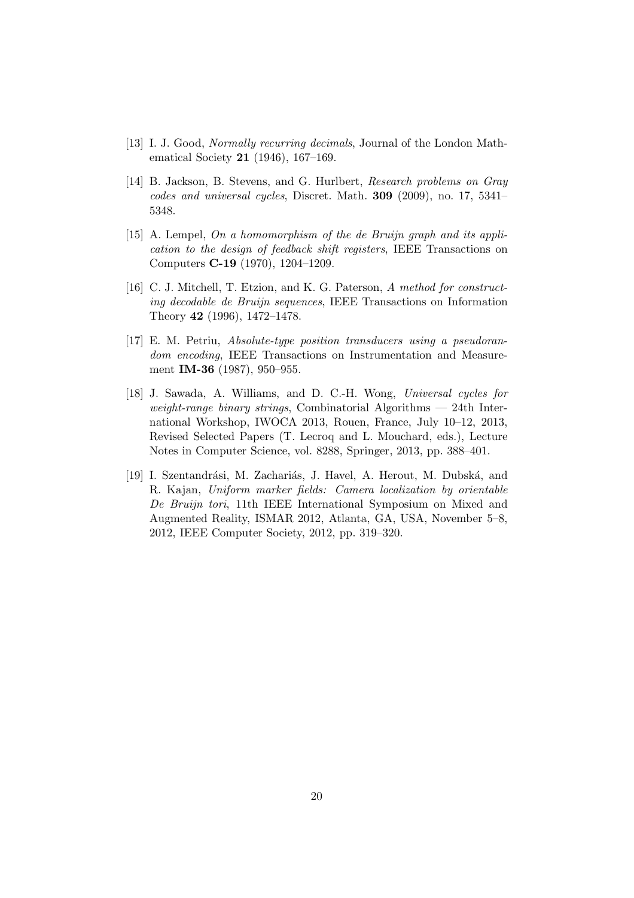[13] I. J. Good, *Normally recurring decimals*, Journal of the London Mathematical Society **21** (1946), 167–169.

[14] B. Jackson, B. Stevens, and G. Hurlbert, *Research problems on Gray codes and universal cycles*, Discret. Math. **309** (2009), no. 17, 5341–5348.

[15] A. Lempel, *On a homomorphism of the de Bruijn graph and its application to the design of feedback shift registers*, IEEE Transactions on Computers **C-19** (1970), 1204–1209.

[16] C. J. Mitchell, T. Etzion, and K. G. Paterson, *A method for constructing decodable de Bruijn sequences*, IEEE Transactions on Information Theory **42** (1996), 1472–1478.

[17] E. M. Petriu, *Absolute-type position transducers using a pseudorandom encoding*, IEEE Transactions on Instrumentation and Measurement **IM-36** (1987), 950–955.

[18] J. Sawada, A. Williams, and D. C.-H. Wong, *Universal cycles for weight-range binary strings*, Combinatorial Algorithms — 24th International Workshop, IWOCA 2013, Rouen, France, July 10–12, 2013, Revised Selected Papers (T. Lecroq and L. Mouchard, eds.), Lecture Notes in Computer Science, vol. 8288, Springer, 2013, pp. 388–401.

[19] I. Szentandrási, M. Zachariás, J. Havel, A. Herout, M. Dubská, and R. Kajan, *Uniform marker fields: Camera localization by orientable De Bruijn tori*, 11th IEEE International Symposium on Mixed and Augmented Reality, ISMAR 2012, Atlanta, GA, USA, November 5–8, 2012, IEEE Computer Society, 2012, pp. 319–320.